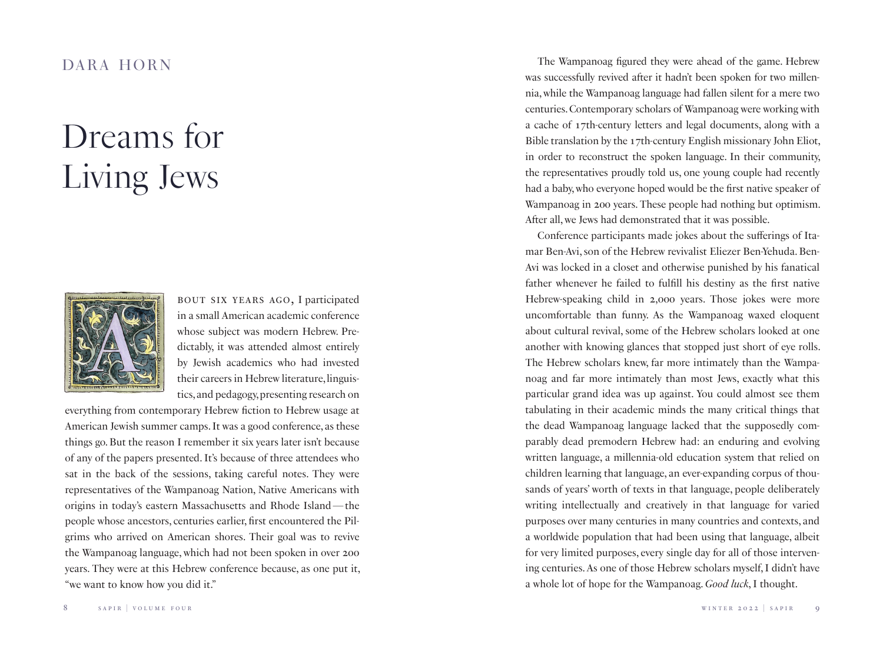DARA HORN

# Dreams for Living Jews

About six years ago, I participated in a small American academic conference whose subject was modern Hebrew. Predictably, it was attended almost entirely by Jewish academics who had invested their careers in Hebrew literature, linguistics, and pedagogy, presenting research on everything from contemporary Hebrew fiction to Hebrew usage at American Jewish summer camps. It was a good conference, as these things go. But the reason I remember it six years later isn't because of any of the papers presented. It's because of three attendees who sat in the back of the sessions, taking careful notes. They were representatives of the Wampanoag Nation, Native Americans with origins in today's eastern Massachusetts and Rhode Island — the people whose ancestors, centuries earlier, first encountered the Pilgrims who arrived on American shores. Their goal was to revive the Wampanoag language, which had not been spoken in over 200 years. They were at this Hebrew conference because, as one put it, "we want to know how you did it."

The Wampanoag figured they were ahead of the game. Hebrew was successfully revived after it hadn't been spoken for two millennia, while the Wampanoag language had fallen silent for a mere two centuries. Contemporary scholars of Wampanoag were working with a cache of 17th-century letters and legal documents, along with a Bible translation by the 17th-century English missionary John Eliot, in order to reconstruct the spoken language. In their community, the representatives proudly told us, one young couple had recently had a baby, who everyone hoped would be the first native speaker of Wampanoag in 200 years. These people had nothing but optimism. After all, we Jews had demonstrated that it was possible.

Conference participants made jokes about the sufferings of Itamar Ben-Avi, son of the Hebrew revivalist Eliezer Ben-Yehuda. Ben-Avi was locked in a closet and otherwise punished by his fanatical father whenever he failed to fulfill his destiny as the first native Hebrew-speaking child in 2,000 years. Those jokes were more uncomfortable than funny. As the Wampanoag waxed eloquent about cultural revival, some of the Hebrew scholars looked at one another with knowing glances that stopped just short of eye rolls. The Hebrew scholars knew, far more intimately than the Wampanoag and far more intimately than most Jews, exactly what this particular grand idea was up against. You could almost see them tabulating in their academic minds the many critical things that the dead Wampanoag language lacked that the supposedly comparably dead premodern Hebrew had: an enduring and evolving written language, a millennia-old education system that relied on children learning that language, an ever-expanding corpus of thousands of years' worth of texts in that language, people deliberately writing intellectually and creatively in that language for varied purposes over many centuries in many countries and contexts, and a worldwide population that had been using that language, albeit for very limited purposes, every single day for all of those intervening centuries. As one of those Hebrew scholars myself, I didn't have a whole lot of hope for the Wampanoag. *Good luck*, I thought.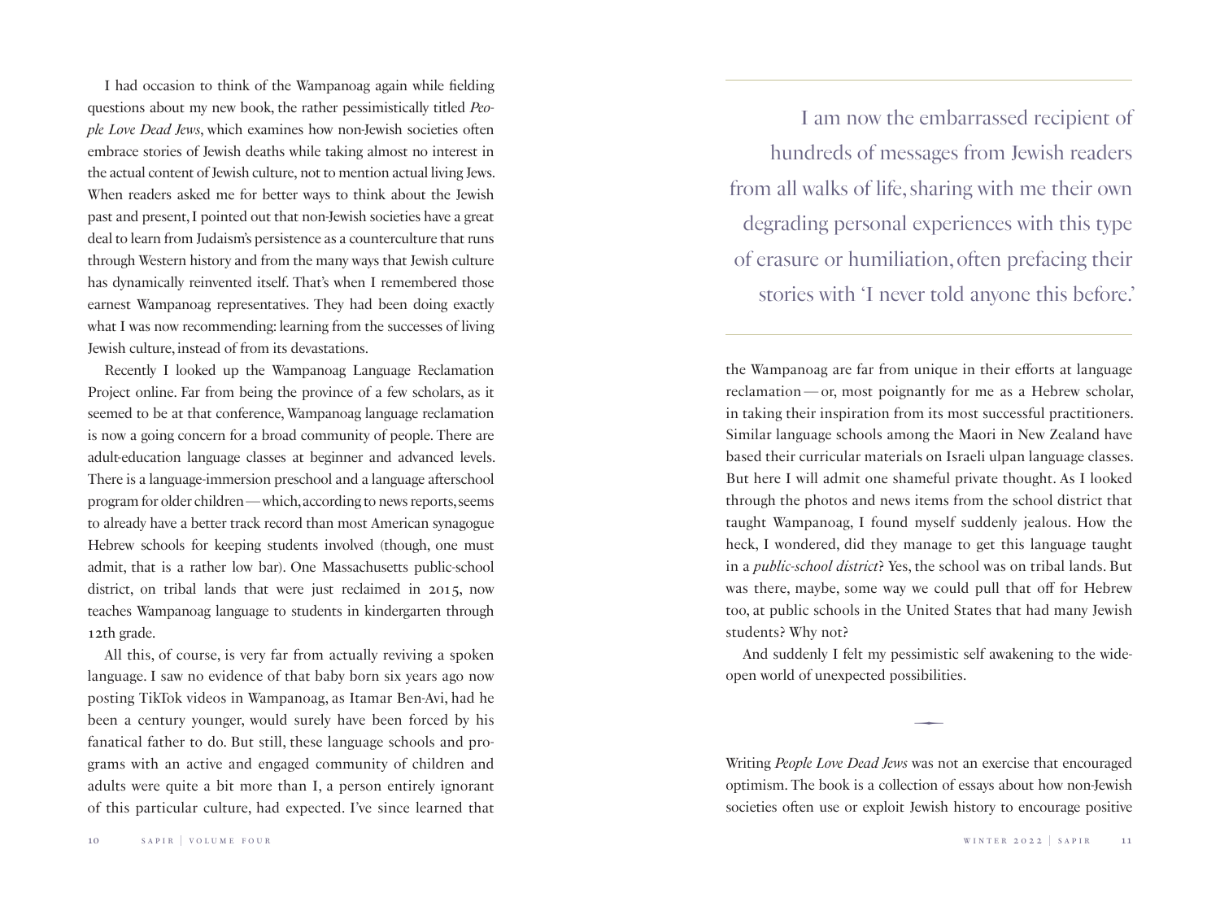I had occasion to think of the Wampanoag again while fielding questions about my new book, the rather pessimistically titled *People Love Dead Jews*, which examines how non-Jewish societies often embrace stories of Jewish deaths while taking almost no interest in the actual content of Jewish culture, not to mention actual living Jews. When readers asked me for better ways to think about the Jewish past and present, I pointed out that non-Jewish societies have a great deal to learn from Judaism's persistence as a counterculture that runs through Western history and from the many ways that Jewish culture has dynamically reinvented itself. That's when I remembered those earnest Wampanoag representatives. They had been doing exactly what I was now recommending: learning from the successes of living Jewish culture, instead of from its devastations.

Recently I looked up the Wampanoag Language Reclamation Project online. Far from being the province of a few scholars, as it seemed to be at that conference, Wampanoag language reclamation is now a going concern for a broad community of people. There are adult-education language classes at beginner and advanced levels. There is a language-immersion preschool and a language afterschool program for older children — which, according to news reports, seems to already have a better track record than most American synagogue Hebrew schools for keeping students involved (though, one must admit, that is a rather low bar). One Massachusetts public-school district, on tribal lands that were just reclaimed in 2015, now teaches Wampanoag language to students in kindergarten through 12th grade.

All this, of course, is very far from actually reviving a spoken language. I saw no evidence of that baby born six years ago now posting TikTok videos in Wampanoag, as Itamar Ben-Avi, had he been a century younger, would surely have been forced by his fanatical father to do. But still, these language schools and programs with an active and engaged community of children and adults were quite a bit more than I, a person entirely ignorant of this particular culture, had expected. I've since learned that the Wampanoag are far from unique in their efforts at language reclamation — or, most poignantly for me as a Hebrew scholar, in taking their inspiration from its most successful practitioners. Similar language schools among the Maori in New Zealand have based their curricular materials on Israeli ulpan language classes. But here I will admit one shameful private thought. As I looked through the photos and news items from the school district that taught Wampanoag, I found myself suddenly jealous. How the heck, I wondered, did they manage to get this language taught in a *public-school district*? Yes, the school was on tribal lands. But was there, maybe, some way we could pull that off for Hebrew too, at public schools in the United States that had many Jewish students? Why not?

And suddenly I felt my pessimistic self awakening to the wide-open world of unexpected possibilities.

> I am now the embarrassed recipient of hundreds of messages from Jewish readers from all walks of life, sharing with me their own degrading personal experiences with this type of erasure or humiliation, often prefacing their stories with 'I never told anyone this before.'

---

Writing *People Love Dead Jews* was not an exercise that encouraged optimism. The book is a collection of essays about how non-Jewish societies often use or exploit Jewish history to encourage positive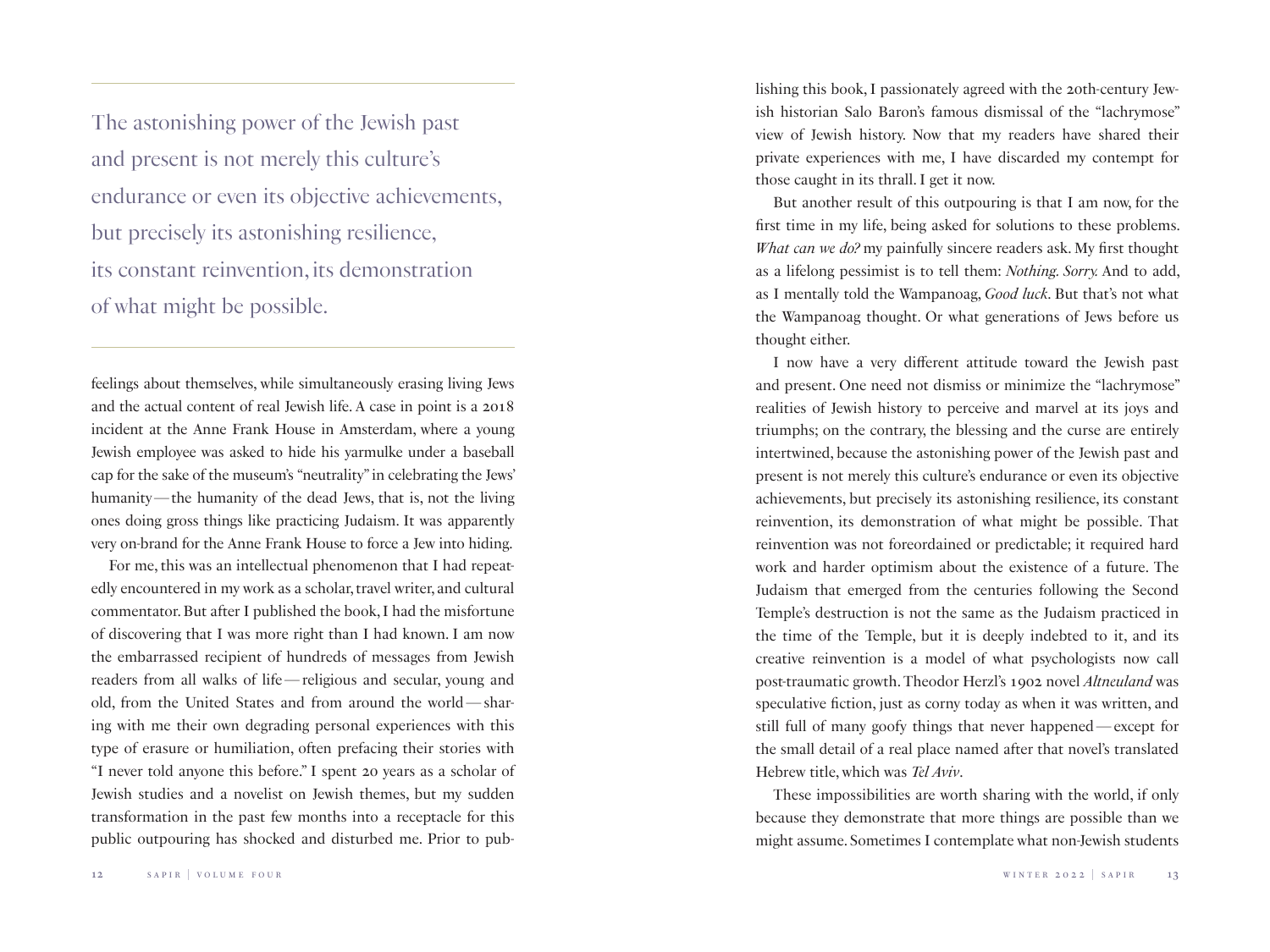> The astonishing power of the Jewish past and present is not merely this culture's endurance or even its objective achievements, but precisely its astonishing resilience, its constant reinvention, its demonstration of what might be possible.

feelings about themselves, while simultaneously erasing living Jews and the actual content of real Jewish life. A case in point is a 2018 incident at the Anne Frank House in Amsterdam, where a young Jewish employee was asked to hide his yarmulke under a baseball cap for the sake of the museum's "neutrality" in celebrating the Jews' humanity—the humanity of the dead Jews, that is, not the living ones doing gross things like practicing Judaism. It was apparently very on-brand for the Anne Frank House to force a Jew into hiding.

For me, this was an intellectual phenomenon that I had repeatedly encountered in my work as a scholar, travel writer, and cultural commentator. But after I published the book, I had the misfortune of discovering that I was more right than I had known. I am now the embarrassed recipient of hundreds of messages from Jewish readers from all walks of life—religious and secular, young and old, from the United States and from around the world—sharing with me their own degrading personal experiences with this type of erasure or humiliation, often prefacing their stories with "I never told anyone this before." I spent 20 years as a scholar of Jewish studies and a novelist on Jewish themes, but my sudden transformation in the past few months into a receptacle for this public outpouring has shocked and disturbed me. Prior to publishing this book, I passionately agreed with the 20th-century Jewish historian Salo Baron's famous dismissal of the "lachrymose" view of Jewish history. Now that my readers have shared their private experiences with me, I have discarded my contempt for those caught in its thrall. I get it now.

But another result of this outpouring is that I am now, for the first time in my life, being asked for solutions to these problems. *What can we do?* my painfully sincere readers ask. My first thought as a lifelong pessimist is to tell them: *Nothing. Sorry.* And to add, as I mentally told the Wampanoag, *Good luck*. But that's not what the Wampanoag thought. Or what generations of Jews before us thought either.

I now have a very different attitude toward the Jewish past and present. One need not dismiss or minimize the "lachrymose" realities of Jewish history to perceive and marvel at its joys and triumphs; on the contrary, the blessing and the curse are entirely intertwined, because the astonishing power of the Jewish past and present is not merely this culture's endurance or even its objective achievements, but precisely its astonishing resilience, its constant reinvention, its demonstration of what might be possible. That reinvention was not foreordained or predictable; it required hard work and harder optimism about the existence of a future. The Judaism that emerged from the centuries following the Second Temple's destruction is not the same as the Judaism practiced in the time of the Temple, but it is deeply indebted to it, and its creative reinvention is a model of what psychologists now call post-traumatic growth. Theodor Herzl's 1902 novel *Altneuland* was speculative fiction, just as corny today as when it was written, and still full of many goofy things that never happened—except for the small detail of a real place named after that novel's translated Hebrew title, which was *Tel Aviv*.

These impossibilities are worth sharing with the world, if only because they demonstrate that more things are possible than we might assume. Sometimes I contemplate what non-Jewish students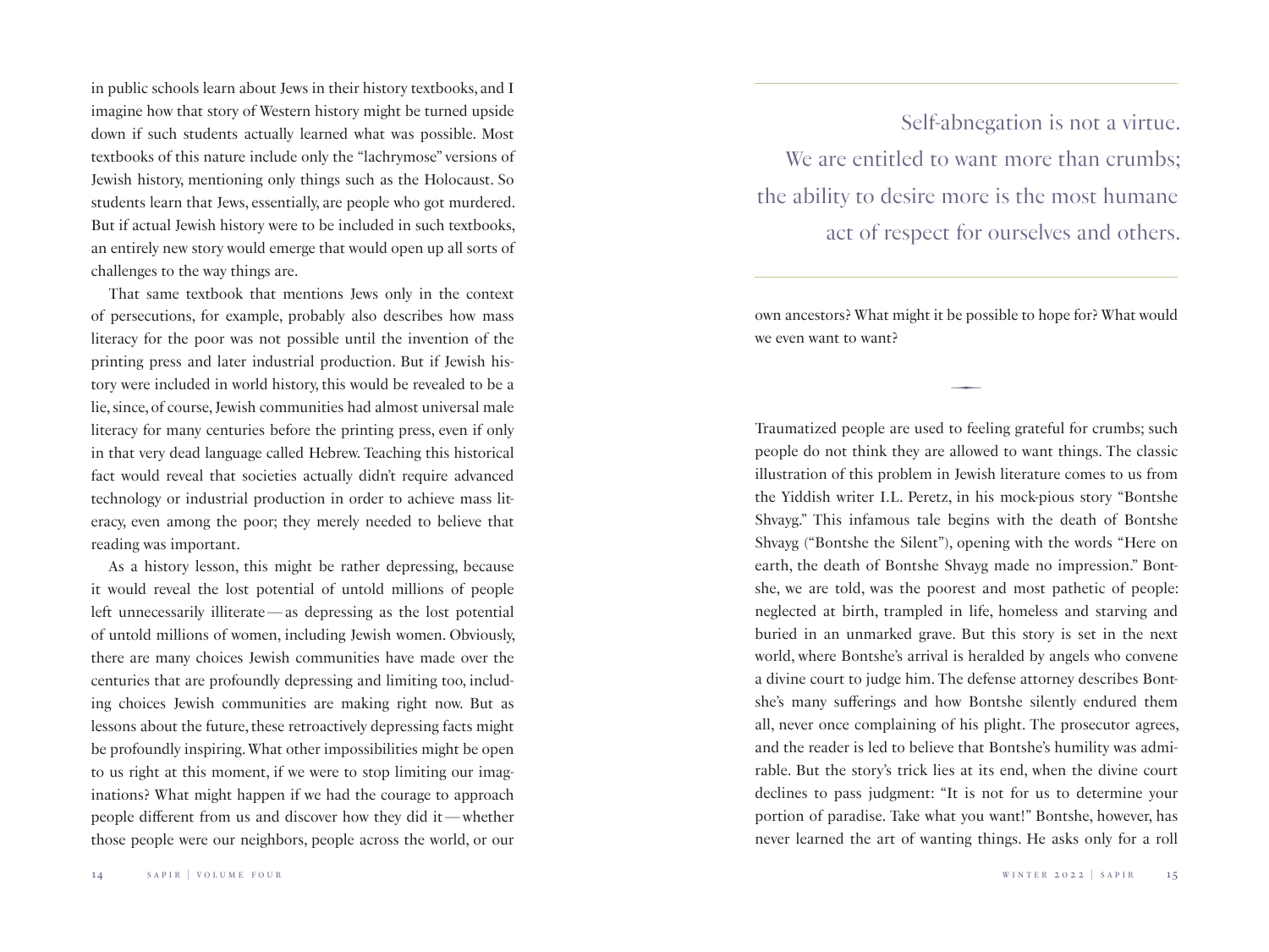in public schools learn about Jews in their history textbooks, and I imagine how that story of Western history might be turned upside down if such students actually learned what was possible. Most textbooks of this nature include only the "lachrymose" versions of Jewish history, mentioning only things such as the Holocaust. So students learn that Jews, essentially, are people who got murdered. But if actual Jewish history were to be included in such textbooks, an entirely new story would emerge that would open up all sorts of challenges to the way things are.

That same textbook that mentions Jews only in the context of persecutions, for example, probably also describes how mass literacy for the poor was not possible until the invention of the printing press and later industrial production. But if Jewish history were included in world history, this would be revealed to be a lie, since, of course, Jewish communities had almost universal male literacy for many centuries before the printing press, even if only in that very dead language called Hebrew. Teaching this historical fact would reveal that societies actually didn't require advanced technology or industrial production in order to achieve mass literacy, even among the poor; they merely needed to believe that reading was important.

As a history lesson, this might be rather depressing, because it would reveal the lost potential of untold millions of people left unnecessarily illiterate — as depressing as the lost potential of untold millions of women, including Jewish women. Obviously, there are many choices Jewish communities have made over the centuries that are profoundly depressing and limiting too, including choices Jewish communities are making right now. But as lessons about the future, these retroactively depressing facts might be profoundly inspiring. What other impossibilities might be open to us right at this moment, if we were to stop limiting our imaginations? What might happen if we had the courage to approach people different from us and discover how they did it — whether those people were our neighbors, people across the world, or our own ancestors? What might it be possible to hope for? What would we even want to want?

> Self-abnegation is not a virtue. We are entitled to want more than crumbs; the ability to desire more is the most humane act of respect for ourselves and others.

---

Traumatized people are used to feeling grateful for crumbs; such people do not think they are allowed to want things. The classic illustration of this problem in Jewish literature comes to us from the Yiddish writer I.L. Peretz, in his mock-pious story "Bontshe Shvayg." This infamous tale begins with the death of Bontshe Shvayg ("Bontshe the Silent"), opening with the words "Here on earth, the death of Bontshe Shvayg made no impression." Bontshe, we are told, was the poorest and most pathetic of people: neglected at birth, trampled in life, homeless and starving and buried in an unmarked grave. But this story is set in the next world, where Bontshe's arrival is heralded by angels who convene a divine court to judge him. The defense attorney describes Bontshe's many sufferings and how Bontshe silently endured them all, never once complaining of his plight. The prosecutor agrees, and the reader is led to believe that Bontshe's humility was admirable. But the story's trick lies at its end, when the divine court declines to pass judgment: "It is not for us to determine your portion of paradise. Take what you want!" Bontshe, however, has never learned the art of wanting things. He asks only for a roll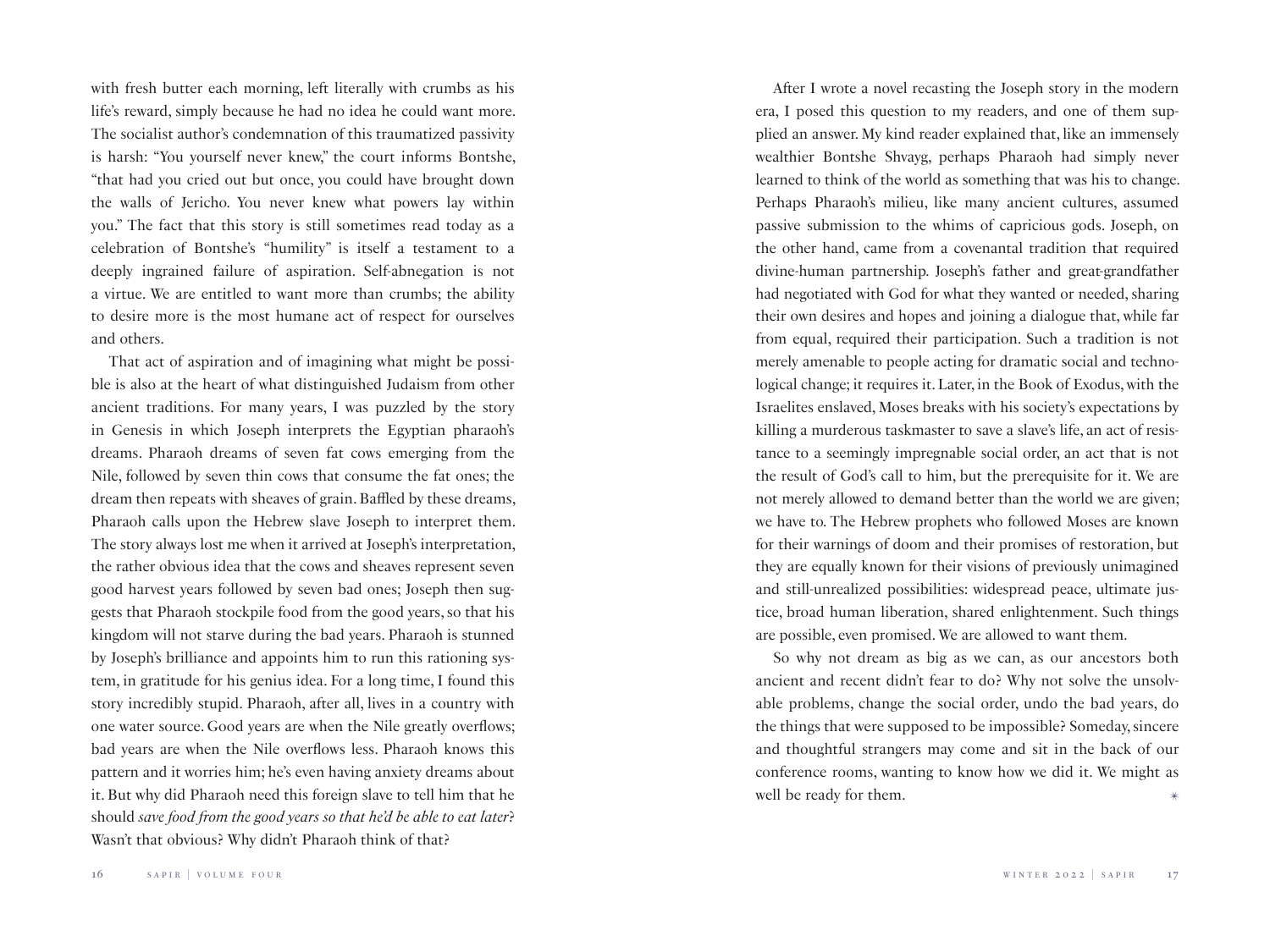with fresh butter each morning, left literally with crumbs as his life's reward, simply because he had no idea he could want more. The socialist author's condemnation of this traumatized passivity is harsh: "You yourself never knew," the court informs Bontshe, "that had you cried out but once, you could have brought down the walls of Jericho. You never knew what powers lay within you." The fact that this story is still sometimes read today as a celebration of Bontshe's "humility" is itself a testament to a deeply ingrained failure of aspiration. Self-abnegation is not a virtue. We are entitled to want more than crumbs; the ability to desire more is the most humane act of respect for ourselves and others.

That act of aspiration and of imagining what might be possible is also at the heart of what distinguished Judaism from other ancient traditions. For many years, I was puzzled by the story in Genesis in which Joseph interprets the Egyptian pharaoh's dreams. Pharaoh dreams of seven fat cows emerging from the Nile, followed by seven thin cows that consume the fat ones; the dream then repeats with sheaves of grain. Baffled by these dreams, Pharaoh calls upon the Hebrew slave Joseph to interpret them. The story always lost me when it arrived at Joseph's interpretation, the rather obvious idea that the cows and sheaves represent seven good harvest years followed by seven bad ones; Joseph then suggests that Pharaoh stockpile food from the good years, so that his kingdom will not starve during the bad years. Pharaoh is stunned by Joseph's brilliance and appoints him to run this rationing system, in gratitude for his genius idea. For a long time, I found this story incredibly stupid. Pharaoh, after all, lives in a country with one water source. Good years are when the Nile greatly overflows; bad years are when the Nile overflows less. Pharaoh knows this pattern and it worries him; he's even having anxiety dreams about it. But why did Pharaoh need this foreign slave to tell him that he should *save food from the good years so that he'd be able to eat later*? Wasn't that obvious? Why didn't Pharaoh think of that?

After I wrote a novel recasting the Joseph story in the modern era, I posed this question to my readers, and one of them supplied an answer. My kind reader explained that, like an immensely wealthier Bontshe Shvayg, perhaps Pharaoh had simply never learned to think of the world as something that was his to change. Perhaps Pharaoh's milieu, like many ancient cultures, assumed passive submission to the whims of capricious gods. Joseph, on the other hand, came from a covenantal tradition that required divine-human partnership. Joseph's father and great-grandfather had negotiated with God for what they wanted or needed, sharing their own desires and hopes and joining a dialogue that, while far from equal, required their participation. Such a tradition is not merely amenable to people acting for dramatic social and technological change; it requires it. Later, in the Book of Exodus, with the Israelites enslaved, Moses breaks with his society's expectations by killing a murderous taskmaster to save a slave's life, an act of resistance to a seemingly impregnable social order, an act that is not the result of God's call to him, but the prerequisite for it. We are not merely allowed to demand better than the world we are given; we have to. The Hebrew prophets who followed Moses are known for their warnings of doom and their promises of restoration, but they are equally known for their visions of previously unimagined and still-unrealized possibilities: widespread peace, ultimate justice, broad human liberation, shared enlightenment. Such things are possible, even promised. We are allowed to want them.

So why not dream as big as we can, as our ancestors both ancient and recent didn't fear to do? Why not solve the unsolvable problems, change the social order, undo the bad years, do the things that were supposed to be impossible? Someday, sincere and thoughtful strangers may come and sit in the back of our conference rooms, wanting to know how we did it. We might as well be ready for them. ✳